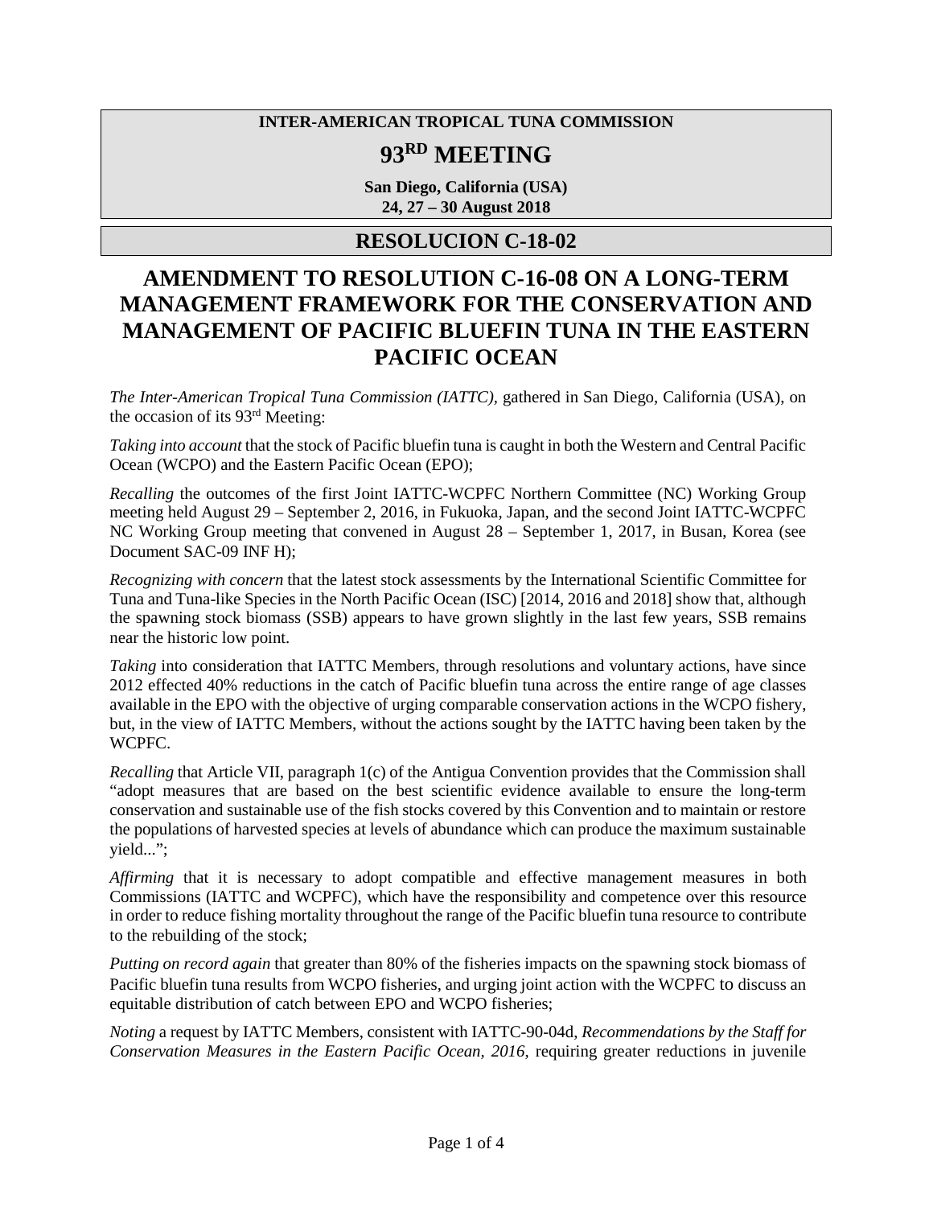**INTER-AMERICAN TROPICAL TUNA COMMISSION**

# 93RD MEETING

**San Diego, California (USA)**
**24, 27 – 30 August 2018**

## RESOLUCION C-18-02

# AMENDMENT TO RESOLUTION C-16-08 ON A LONG-TERM MANAGEMENT FRAMEWORK FOR THE CONSERVATION AND MANAGEMENT OF PACIFIC BLUEFIN TUNA IN THE EASTERN PACIFIC OCEAN

*The Inter-American Tropical Tuna Commission (IATTC)*, gathered in San Diego, California (USA), on the occasion of its 93rd Meeting:

*Taking into account* that the stock of Pacific bluefin tuna is caught in both the Western and Central Pacific Ocean (WCPO) and the Eastern Pacific Ocean (EPO);

*Recalling* the outcomes of the first Joint IATTC-WCPFC Northern Committee (NC) Working Group meeting held August 29 – September 2, 2016, in Fukuoka, Japan, and the second Joint IATTC-WCPFC NC Working Group meeting that convened in August 28 – September 1, 2017, in Busan, Korea (see Document SAC-09 INF H);

*Recognizing with concern* that the latest stock assessments by the International Scientific Committee for Tuna and Tuna-like Species in the North Pacific Ocean (ISC) [2014, 2016 and 2018] show that, although the spawning stock biomass (SSB) appears to have grown slightly in the last few years, SSB remains near the historic low point.

*Taking* into consideration that IATTC Members, through resolutions and voluntary actions, have since 2012 effected 40% reductions in the catch of Pacific bluefin tuna across the entire range of age classes available in the EPO with the objective of urging comparable conservation actions in the WCPO fishery, but, in the view of IATTC Members, without the actions sought by the IATTC having been taken by the WCPFC.

*Recalling* that Article VII, paragraph 1(c) of the Antigua Convention provides that the Commission shall "adopt measures that are based on the best scientific evidence available to ensure the long-term conservation and sustainable use of the fish stocks covered by this Convention and to maintain or restore the populations of harvested species at levels of abundance which can produce the maximum sustainable yield...";

*Affirming* that it is necessary to adopt compatible and effective management measures in both Commissions (IATTC and WCPFC), which have the responsibility and competence over this resource in order to reduce fishing mortality throughout the range of the Pacific bluefin tuna resource to contribute to the rebuilding of the stock;

*Putting on record again* that greater than 80% of the fisheries impacts on the spawning stock biomass of Pacific bluefin tuna results from WCPO fisheries, and urging joint action with the WCPFC to discuss an equitable distribution of catch between EPO and WCPO fisheries;

*Noting* a request by IATTC Members, consistent with IATTC-90-04d, *Recommendations by the Staff for Conservation Measures in the Eastern Pacific Ocean, 2016*, requiring greater reductions in juvenile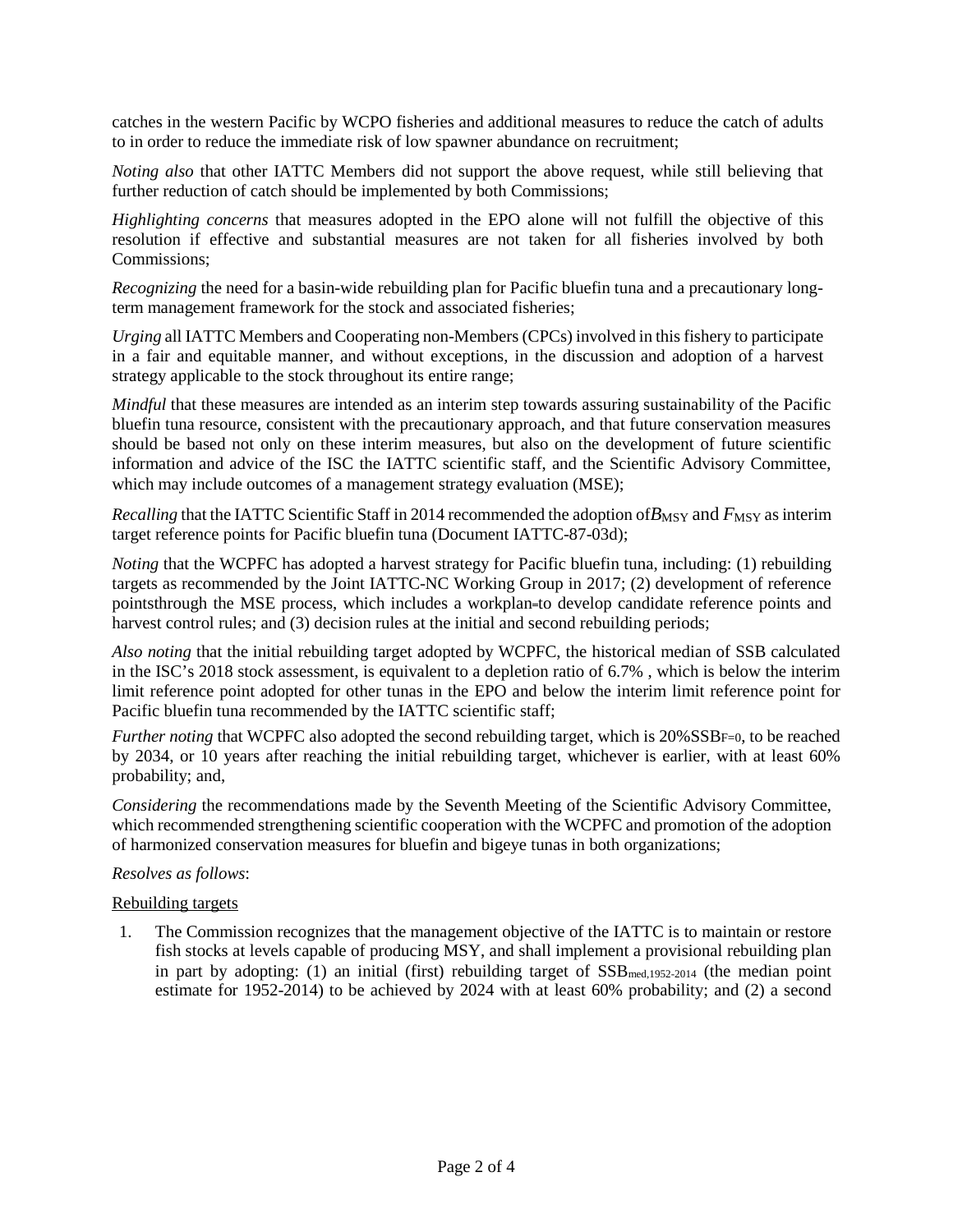catches in the western Pacific by WCPO fisheries and additional measures to reduce the catch of adults to in order to reduce the immediate risk of low spawner abundance on recruitment;

*Noting also* that other IATTC Members did not support the above request, while still believing that further reduction of catch should be implemented by both Commissions;

*Highlighting concerns* that measures adopted in the EPO alone will not fulfill the objective of this resolution if effective and substantial measures are not taken for all fisheries involved by both Commissions;

*Recognizing* the need for a basin-wide rebuilding plan for Pacific bluefin tuna and a precautionary long-term management framework for the stock and associated fisheries;

*Urging* all IATTC Members and Cooperating non-Members (CPCs) involved in this fishery to participate in a fair and equitable manner, and without exceptions, in the discussion and adoption of a harvest strategy applicable to the stock throughout its entire range;

*Mindful* that these measures are intended as an interim step towards assuring sustainability of the Pacific bluefin tuna resource, consistent with the precautionary approach, and that future conservation measures should be based not only on these interim measures, but also on the development of future scientific information and advice of the ISC the IATTC scientific staff, and the Scientific Advisory Committee, which may include outcomes of a management strategy evaluation (MSE);

*Recalling* that the IATTC Scientific Staff in 2014 recommended the adoption of $B_{\text{MSY}}$ and $F_{\text{MSY}}$ as interim target reference points for Pacific bluefin tuna (Document IATTC-87-03d);

*Noting* that the WCPFC has adopted a harvest strategy for Pacific bluefin tuna, including: (1) rebuilding targets as recommended by the Joint IATTC-NC Working Group in 2017; (2) development of reference pointsthrough the MSE process, which includes a workplan to develop candidate reference points and harvest control rules; and (3) decision rules at the initial and second rebuilding periods;

*Also noting* that the initial rebuilding target adopted by WCPFC, the historical median of SSB calculated in the ISC's 2018 stock assessment, is equivalent to a depletion ratio of 6.7% , which is below the interim limit reference point adopted for other tunas in the EPO and below the interim limit reference point for Pacific bluefin tuna recommended by the IATTC scientific staff;

*Further noting* that WCPFC also adopted the second rebuilding target, which is 20%$\text{SSB}_{F=0}$, to be reached by 2034, or 10 years after reaching the initial rebuilding target, whichever is earlier, with at least 60% probability; and,

*Considering* the recommendations made by the Seventh Meeting of the Scientific Advisory Committee, which recommended strengthening scientific cooperation with the WCPFC and promotion of the adoption of harmonized conservation measures for bluefin and bigeye tunas in both organizations;

*Resolves as follows*:

Rebuilding targets

1. The Commission recognizes that the management objective of the IATTC is to maintain or restore fish stocks at levels capable of producing MSY, and shall implement a provisional rebuilding plan in part by adopting: (1) an initial (first) rebuilding target of $\text{SSB}_{\text{med},1952\text{-}2014}$ (the median point estimate for 1952-2014) to be achieved by 2024 with at least 60% probability; and (2) a second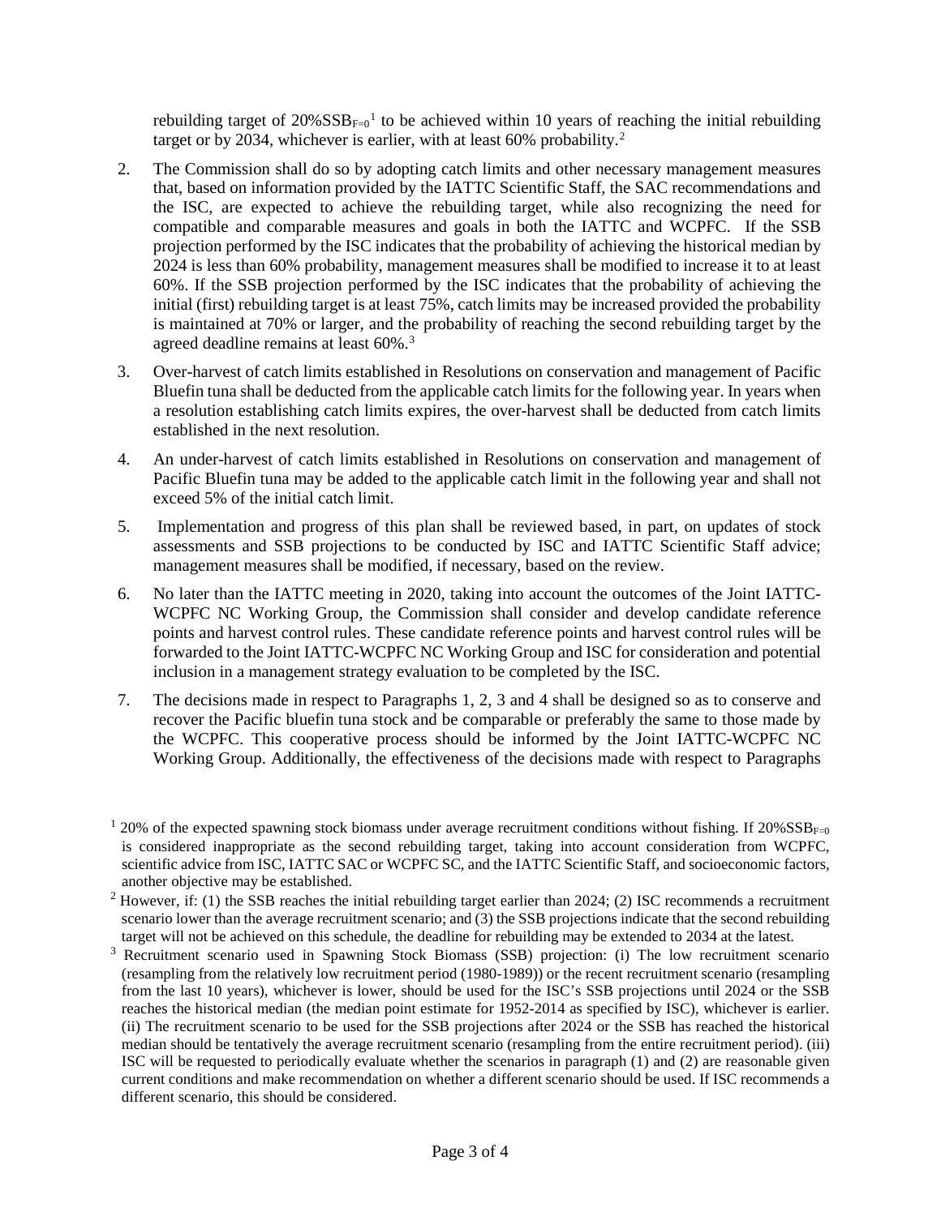rebuilding target of $20\%SSB_{F=0}$[1] to be achieved within 10 years of reaching the initial rebuilding target or by 2034, whichever is earlier, with at least 60% probability.[2]

2. The Commission shall do so by adopting catch limits and other necessary management measures that, based on information provided by the IATTC Scientific Staff, the SAC recommendations and the ISC, are expected to achieve the rebuilding target, while also recognizing the need for compatible and comparable measures and goals in both the IATTC and WCPFC. If the SSB projection performed by the ISC indicates that the probability of achieving the historical median by 2024 is less than 60% probability, management measures shall be modified to increase it to at least 60%. If the SSB projection performed by the ISC indicates that the probability of achieving the initial (first) rebuilding target is at least 75%, catch limits may be increased provided the probability is maintained at 70% or larger, and the probability of reaching the second rebuilding target by the agreed deadline remains at least 60%.[3]

3. Over-harvest of catch limits established in Resolutions on conservation and management of Pacific Bluefin tuna shall be deducted from the applicable catch limits for the following year. In years when a resolution establishing catch limits expires, the over-harvest shall be deducted from catch limits established in the next resolution.

4. An under-harvest of catch limits established in Resolutions on conservation and management of Pacific Bluefin tuna may be added to the applicable catch limit in the following year and shall not exceed 5% of the initial catch limit.

5. Implementation and progress of this plan shall be reviewed based, in part, on updates of stock assessments and SSB projections to be conducted by ISC and IATTC Scientific Staff advice; management measures shall be modified, if necessary, based on the review.

6. No later than the IATTC meeting in 2020, taking into account the outcomes of the Joint IATTC-WCPFC NC Working Group, the Commission shall consider and develop candidate reference points and harvest control rules. These candidate reference points and harvest control rules will be forwarded to the Joint IATTC-WCPFC NC Working Group and ISC for consideration and potential inclusion in a management strategy evaluation to be completed by the ISC.

7. The decisions made in respect to Paragraphs 1, 2, 3 and 4 shall be designed so as to conserve and recover the Pacific bluefin tuna stock and be comparable or preferably the same to those made by the WCPFC. This cooperative process should be informed by the Joint IATTC-WCPFC NC Working Group. Additionally, the effectiveness of the decisions made with respect to Paragraphs

---

[1] 20% of the expected spawning stock biomass under average recruitment conditions without fishing. If $20\%SSB_{F=0}$ is considered inappropriate as the second rebuilding target, taking into account consideration from WCPFC, scientific advice from ISC, IATTC SAC or WCPFC SC, and the IATTC Scientific Staff, and socioeconomic factors, another objective may be established.

[2] However, if: (1) the SSB reaches the initial rebuilding target earlier than 2024; (2) ISC recommends a recruitment scenario lower than the average recruitment scenario; and (3) the SSB projections indicate that the second rebuilding target will not be achieved on this schedule, the deadline for rebuilding may be extended to 2034 at the latest.

[3] Recruitment scenario used in Spawning Stock Biomass (SSB) projection: (i) The low recruitment scenario (resampling from the relatively low recruitment period (1980-1989)) or the recent recruitment scenario (resampling from the last 10 years), whichever is lower, should be used for the ISC's SSB projections until 2024 or the SSB reaches the historical median (the median point estimate for 1952-2014 as specified by ISC), whichever is earlier. (ii) The recruitment scenario to be used for the SSB projections after 2024 or the SSB has reached the historical median should be tentatively the average recruitment scenario (resampling from the entire recruitment period). (iii) ISC will be requested to periodically evaluate whether the scenarios in paragraph (1) and (2) are reasonable given current conditions and make recommendation on whether a different scenario should be used. If ISC recommends a different scenario, this should be considered.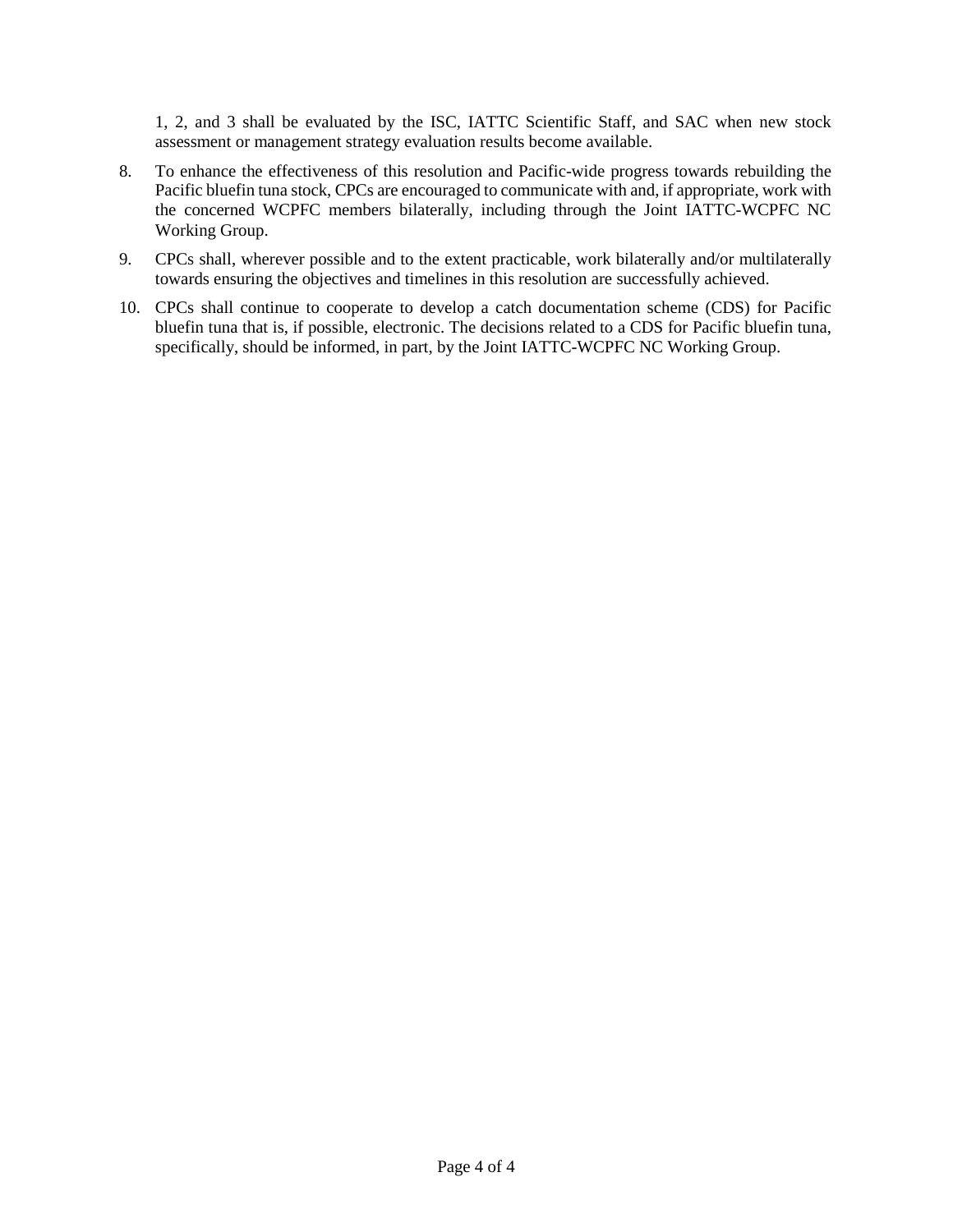1, 2, and 3 shall be evaluated by the ISC, IATTC Scientific Staff, and SAC when new stock assessment or management strategy evaluation results become available.

8. To enhance the effectiveness of this resolution and Pacific-wide progress towards rebuilding the Pacific bluefin tuna stock, CPCs are encouraged to communicate with and, if appropriate, work with the concerned WCPFC members bilaterally, including through the Joint IATTC-WCPFC NC Working Group.

9. CPCs shall, wherever possible and to the extent practicable, work bilaterally and/or multilaterally towards ensuring the objectives and timelines in this resolution are successfully achieved.

10. CPCs shall continue to cooperate to develop a catch documentation scheme (CDS) for Pacific bluefin tuna that is, if possible, electronic. The decisions related to a CDS for Pacific bluefin tuna, specifically, should be informed, in part, by the Joint IATTC-WCPFC NC Working Group.